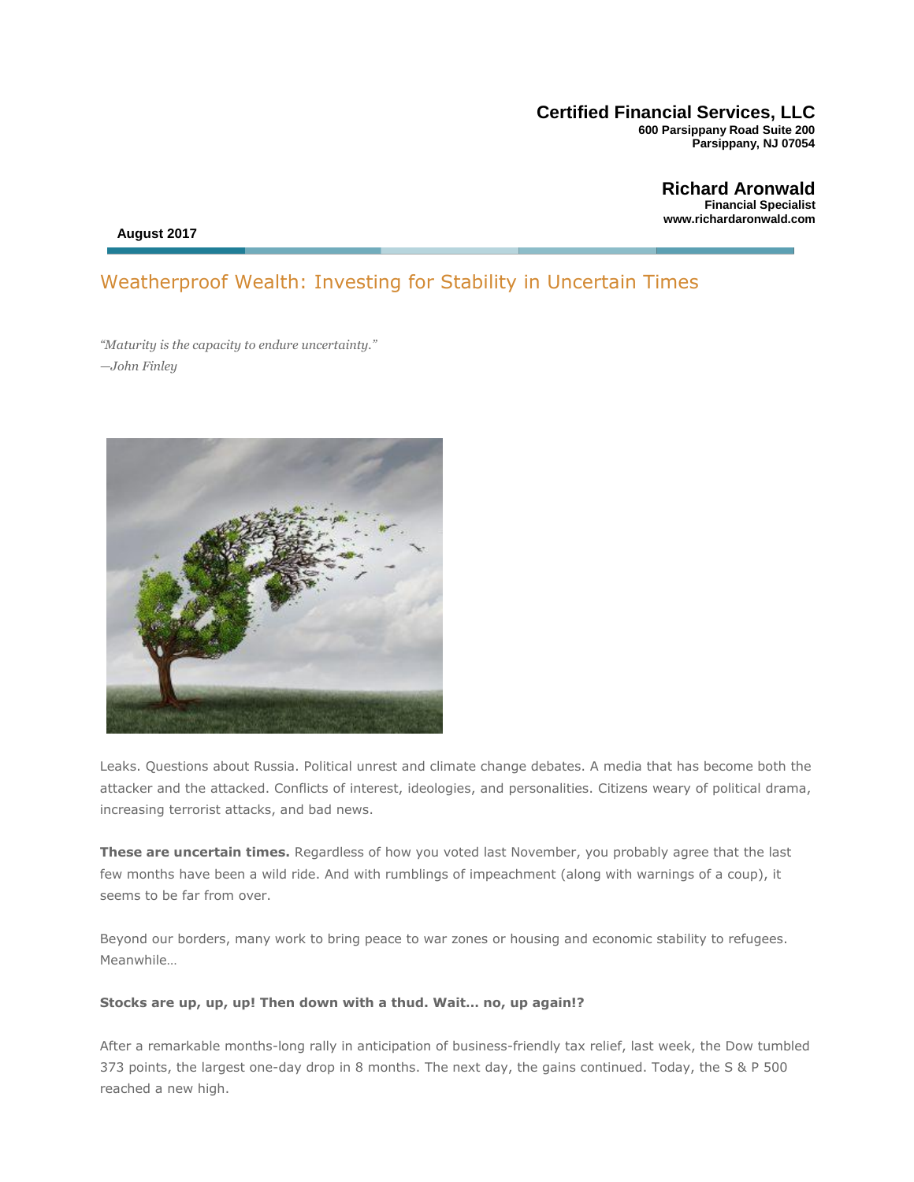**Certified Financial Services, LLC**
**600 Parsippany Road Suite 200**
**Parsippany, NJ 07054**

**Richard Aronwald**
**Financial Specialist**
**www.richardaronwald.com**

**August 2017**

# Weatherproof Wealth: Investing for Stability in Uncertain Times

*"Maturity is the capacity to endure uncertainty."*
*—John Finley*

Leaks. Questions about Russia. Political unrest and climate change debates. A media that has become both the attacker and the attacked. Conflicts of interest, ideologies, and personalities. Citizens weary of political drama, increasing terrorist attacks, and bad news.

**These are uncertain times.** Regardless of how you voted last November, you probably agree that the last few months have been a wild ride. And with rumblings of impeachment (along with warnings of a coup), it seems to be far from over.

Beyond our borders, many work to bring peace to war zones or housing and economic stability to refugees. Meanwhile…

**Stocks are up, up, up! Then down with a thud. Wait… no, up again!?**

After a remarkable months-long rally in anticipation of business-friendly tax relief, last week, the Dow tumbled 373 points, the largest one-day drop in 8 months. The next day, the gains continued. Today, the S & P 500 reached a new high.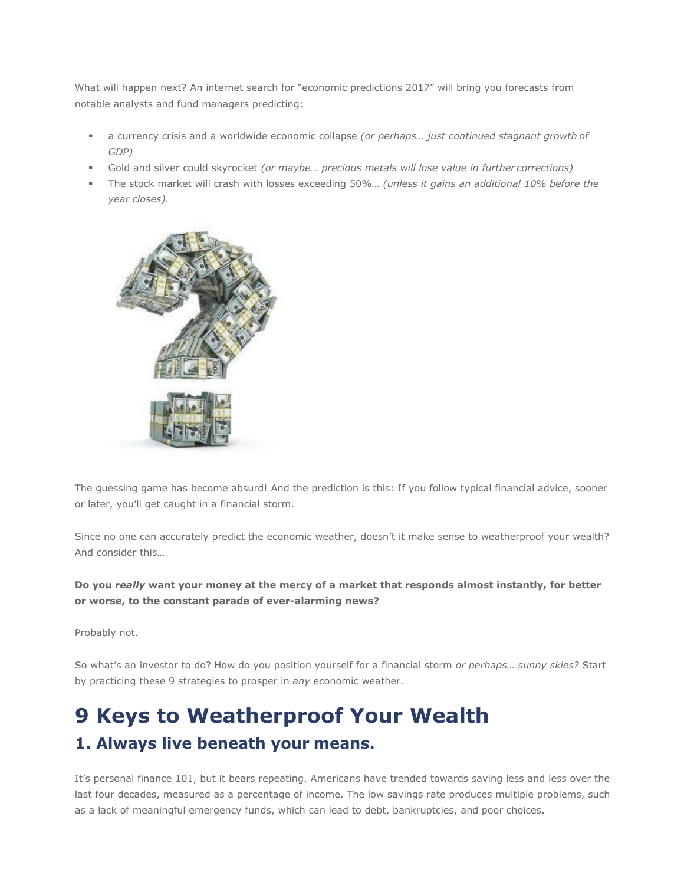What will happen next? An internet search for "economic predictions 2017" will bring you forecasts from notable analysts and fund managers predicting:

- a currency crisis and a worldwide economic collapse *(or perhaps… just continued stagnant growth of GDP)*
- Gold and silver could skyrocket *(or maybe… precious metals will lose value in further corrections)*
- The stock market will crash with losses exceeding 50%… *(unless it gains an additional 10% before the year closes).*

The guessing game has become absurd! And the prediction is this: If you follow typical financial advice, sooner or later, you'll get caught in a financial storm.

Since no one can accurately predict the economic weather, doesn't it make sense to weatherproof your wealth? And consider this…

**Do you *really* want your money at the mercy of a market that responds almost instantly, for better or worse, to the constant parade of ever-alarming news?**

Probably not.

So what's an investor to do? How do you position yourself for a financial storm *or perhaps… sunny skies?* Start by practicing these 9 strategies to prosper in *any* economic weather.

# 9 Keys to Weatherproof Your Wealth

## 1. Always live beneath your means.

It's personal finance 101, but it bears repeating. Americans have trended towards saving less and less over the last four decades, measured as a percentage of income. The low savings rate produces multiple problems, such as a lack of meaningful emergency funds, which can lead to debt, bankruptcies, and poor choices.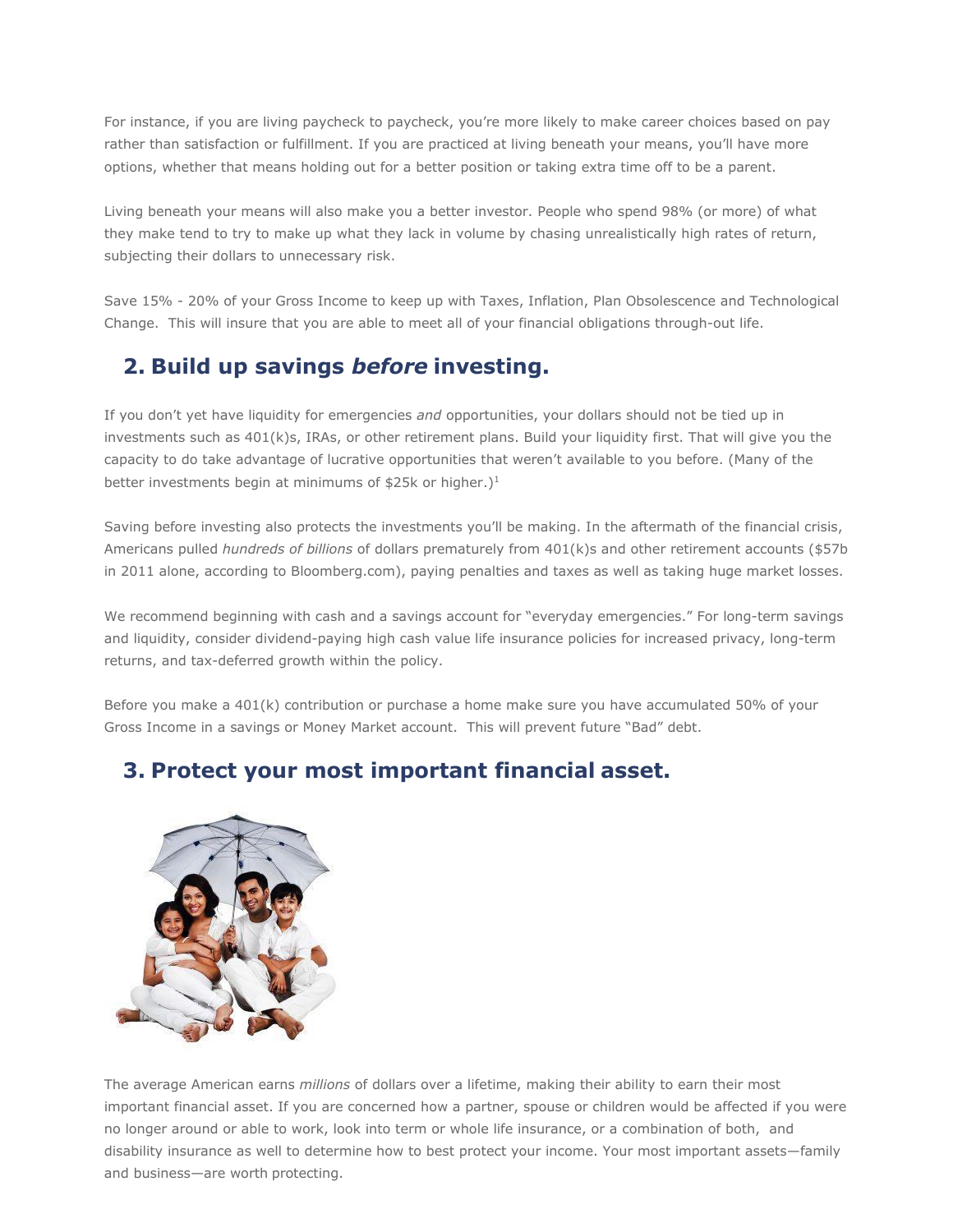For instance, if you are living paycheck to paycheck, you're more likely to make career choices based on pay rather than satisfaction or fulfillment. If you are practiced at living beneath your means, you'll have more options, whether that means holding out for a better position or taking extra time off to be a parent.

Living beneath your means will also make you a better investor. People who spend 98% (or more) of what they make tend to try to make up what they lack in volume by chasing unrealistically high rates of return, subjecting their dollars to unnecessary risk.

Save 15% - 20% of your Gross Income to keep up with Taxes, Inflation, Plan Obsolescence and Technological Change. This will insure that you are able to meet all of your financial obligations through-out life.

## 2. Build up savings *before* investing.

If you don't yet have liquidity for emergencies *and* opportunities, your dollars should not be tied up in investments such as 401(k)s, IRAs, or other retirement plans. Build your liquidity first. That will give you the capacity to do take advantage of lucrative opportunities that weren't available to you before. (Many of the better investments begin at minimums of $25k or higher.)[1]

Saving before investing also protects the investments you'll be making. In the aftermath of the financial crisis, Americans pulled *hundreds of billions* of dollars prematurely from 401(k)s and other retirement accounts ($57b in 2011 alone, according to Bloomberg.com), paying penalties and taxes as well as taking huge market losses.

We recommend beginning with cash and a savings account for "everyday emergencies." For long-term savings and liquidity, consider dividend-paying high cash value life insurance policies for increased privacy, long-term returns, and tax-deferred growth within the policy.

Before you make a 401(k) contribution or purchase a home make sure you have accumulated 50% of your Gross Income in a savings or Money Market account. This will prevent future "Bad" debt.

## 3. Protect your most important financial asset.

The average American earns *millions* of dollars over a lifetime, making their ability to earn their most important financial asset. If you are concerned how a partner, spouse or children would be affected if you were no longer around or able to work, look into term or whole life insurance, or a combination of both, and disability insurance as well to determine how to best protect your income. Your most important assets—family and business—are worth protecting.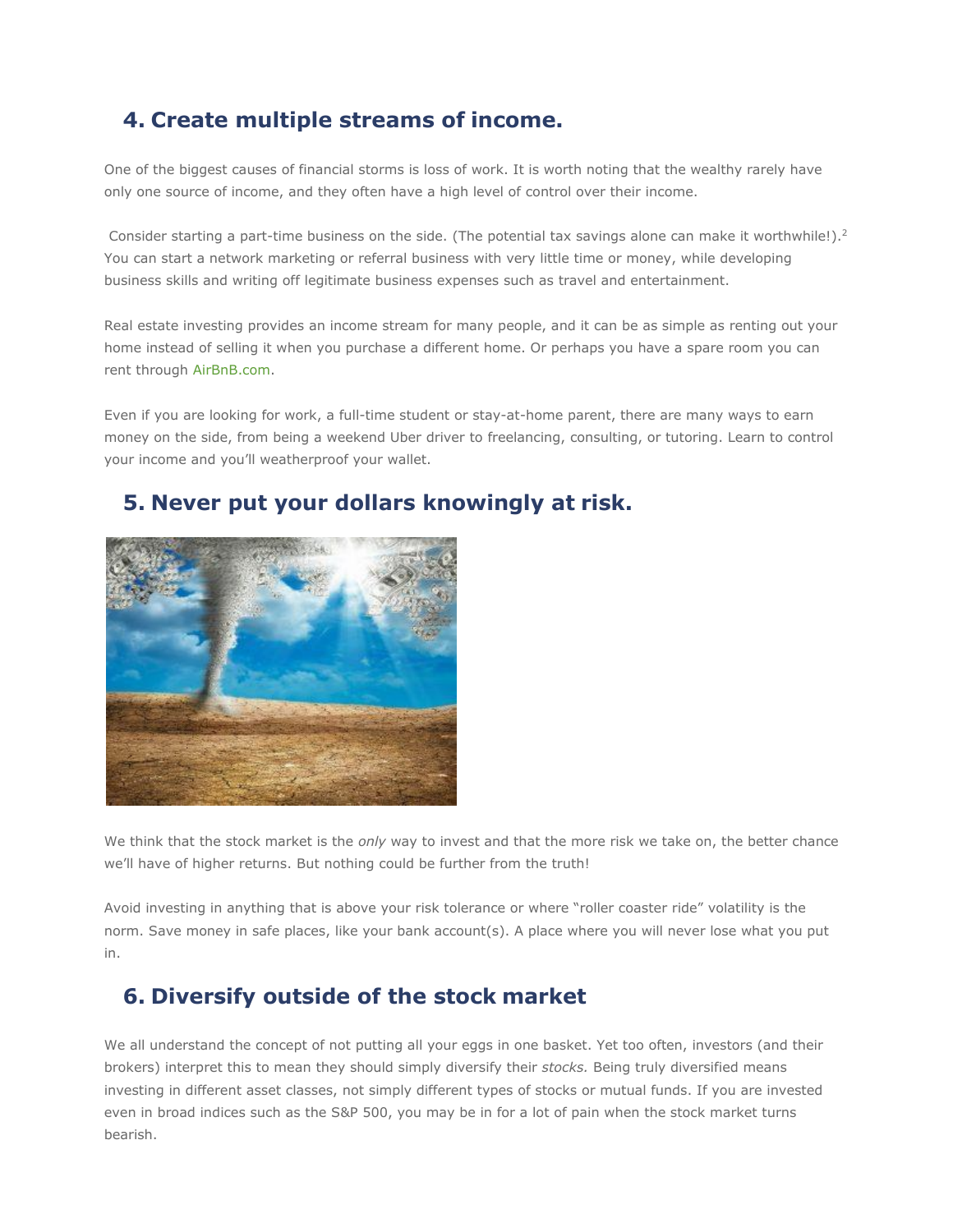## 4. Create multiple streams of income.

One of the biggest causes of financial storms is loss of work. It is worth noting that the wealthy rarely have only one source of income, and they often have a high level of control over their income.

Consider starting a part-time business on the side. (The potential tax savings alone can make it worthwhile!).[2] You can start a network marketing or referral business with very little time or money, while developing business skills and writing off legitimate business expenses such as travel and entertainment.

Real estate investing provides an income stream for many people, and it can be as simple as renting out your home instead of selling it when you purchase a different home. Or perhaps you have a spare room you can rent through AirBnB.com.

Even if you are looking for work, a full-time student or stay-at-home parent, there are many ways to earn money on the side, from being a weekend Uber driver to freelancing, consulting, or tutoring. Learn to control your income and you'll weatherproof your wallet.

## 5. Never put your dollars knowingly at risk.

We think that the stock market is the *only* way to invest and that the more risk we take on, the better chance we'll have of higher returns. But nothing could be further from the truth!

Avoid investing in anything that is above your risk tolerance or where "roller coaster ride" volatility is the norm. Save money in safe places, like your bank account(s). A place where you will never lose what you put in.

## 6. Diversify outside of the stock market

We all understand the concept of not putting all your eggs in one basket. Yet too often, investors (and their brokers) interpret this to mean they should simply diversify their *stocks.* Being truly diversified means investing in different asset classes, not simply different types of stocks or mutual funds. If you are invested even in broad indices such as the S&P 500, you may be in for a lot of pain when the stock market turns bearish.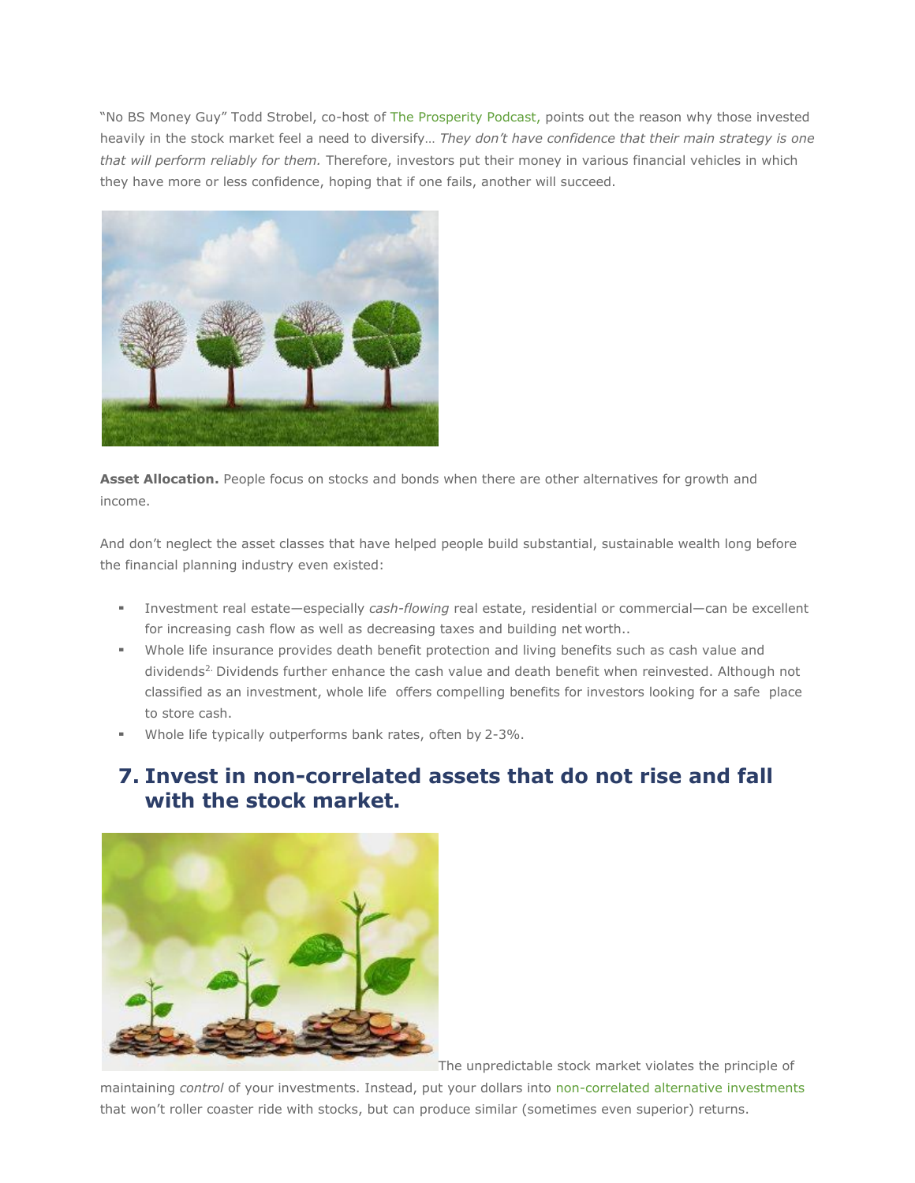"No BS Money Guy" Todd Strobel, co-host of The Prosperity Podcast, points out the reason why those invested heavily in the stock market feel a need to diversify… *They don't have confidence that their main strategy is one that will perform reliably for them.* Therefore, investors put their money in various financial vehicles in which they have more or less confidence, hoping that if one fails, another will succeed.

**Asset Allocation.** People focus on stocks and bonds when there are other alternatives for growth and income.

And don't neglect the asset classes that have helped people build substantial, sustainable wealth long before the financial planning industry even existed:

- Investment real estate—especially *cash-flowing* real estate, residential or commercial—can be excellent for increasing cash flow as well as decreasing taxes and building net worth..
- Whole life insurance provides death benefit protection and living benefits such as cash value and dividends[2.] Dividends further enhance the cash value and death benefit when reinvested. Although not classified as an investment, whole life offers compelling benefits for investors looking for a safe place to store cash.
- Whole life typically outperforms bank rates, often by 2-3%.

## 7. Invest in non-correlated assets that do not rise and fall with the stock market.

The unpredictable stock market violates the principle of maintaining *control* of your investments. Instead, put your dollars into non-correlated alternative investments that won't roller coaster ride with stocks, but can produce similar (sometimes even superior) returns.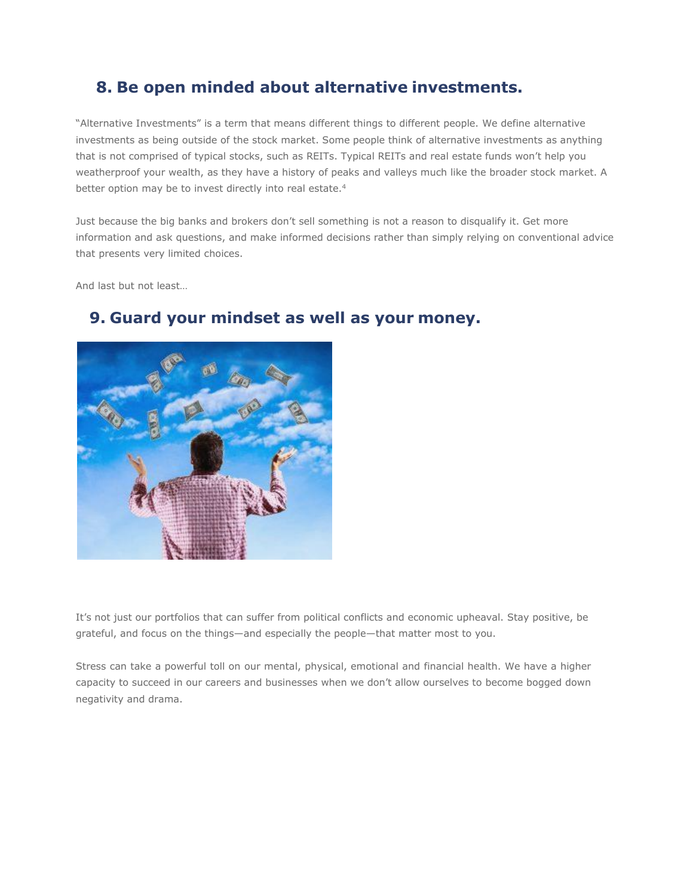## 8. Be open minded about alternative investments.

"Alternative Investments" is a term that means different things to different people. We define alternative investments as being outside of the stock market. Some people think of alternative investments as anything that is not comprised of typical stocks, such as REITs. Typical REITs and real estate funds won't help you weatherproof your wealth, as they have a history of peaks and valleys much like the broader stock market. A better option may be to invest directly into real estate.[4]

Just because the big banks and brokers don't sell something is not a reason to disqualify it. Get more information and ask questions, and make informed decisions rather than simply relying on conventional advice that presents very limited choices.

And last but not least…

## 9. Guard your mindset as well as your money.

It's not just our portfolios that can suffer from political conflicts and economic upheaval. Stay positive, be grateful, and focus on the things—and especially the people—that matter most to you.

Stress can take a powerful toll on our mental, physical, emotional and financial health. We have a higher capacity to succeed in our careers and businesses when we don't allow ourselves to become bogged down negativity and drama.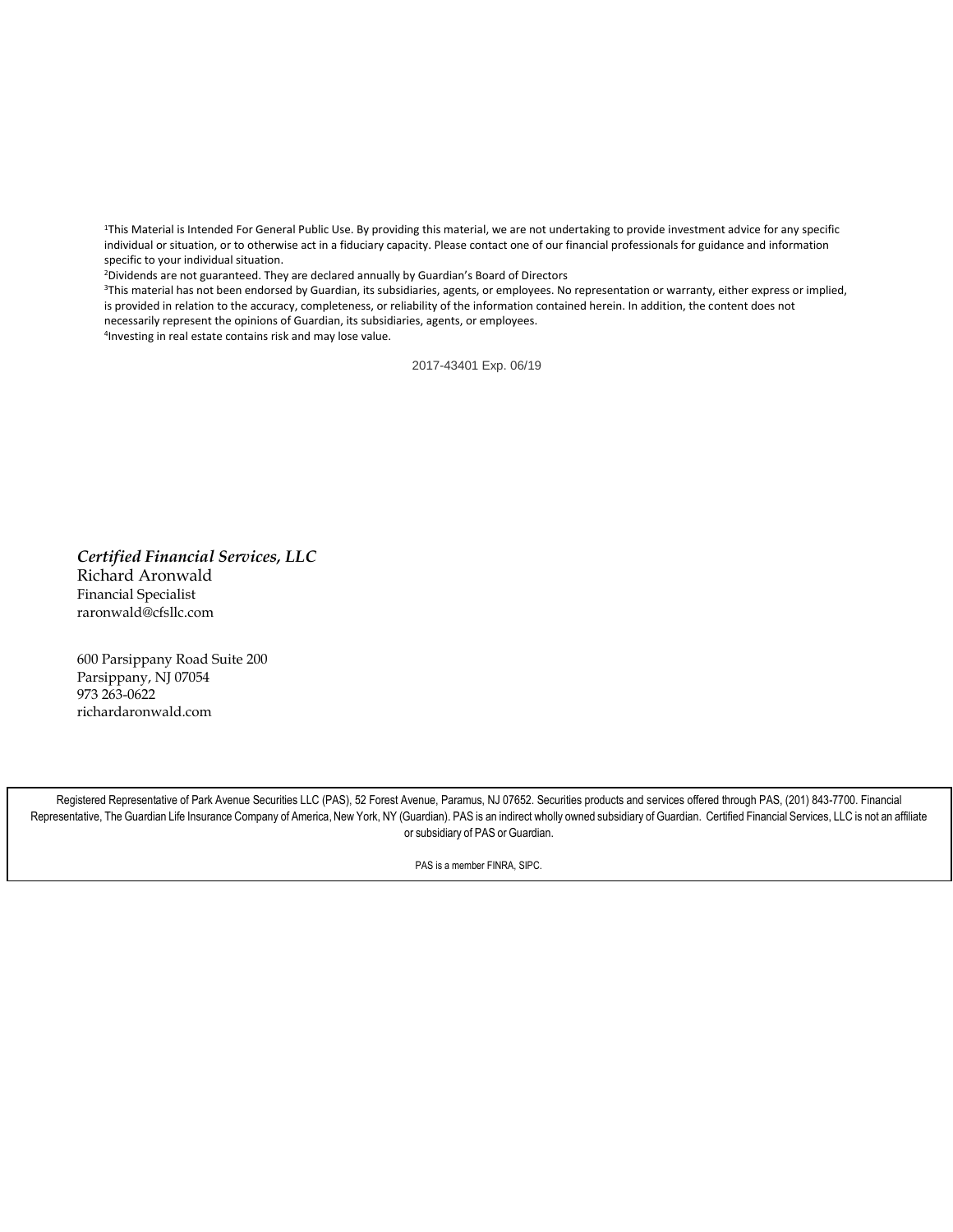[1]This Material is Intended For General Public Use. By providing this material, we are not undertaking to provide investment advice for any specific individual or situation, or to otherwise act in a fiduciary capacity. Please contact one of our financial professionals for guidance and information specific to your individual situation.

[2]Dividends are not guaranteed. They are declared annually by Guardian's Board of Directors

[3]This material has not been endorsed by Guardian, its subsidiaries, agents, or employees. No representation or warranty, either express or implied, is provided in relation to the accuracy, completeness, or reliability of the information contained herein. In addition, the content does not necessarily represent the opinions of Guardian, its subsidiaries, agents, or employees.

[4]Investing in real estate contains risk and may lose value.

2017-43401 Exp. 06/19

***Certified Financial Services, LLC***
Richard Aronwald
Financial Specialist
raronwald@cfsllc.com

600 Parsippany Road Suite 200
Parsippany, NJ 07054
973 263-0622
richardaronwald.com

Registered Representative of Park Avenue Securities LLC (PAS), 52 Forest Avenue, Paramus, NJ 07652. Securities products and services offered through PAS, (201) 843-7700. Financial Representative, The Guardian Life Insurance Company of America, New York, NY (Guardian). PAS is an indirect wholly owned subsidiary of Guardian. Certified Financial Services, LLC is not an affiliate or subsidiary of PAS or Guardian.

PAS is a member FINRA, SIPC.